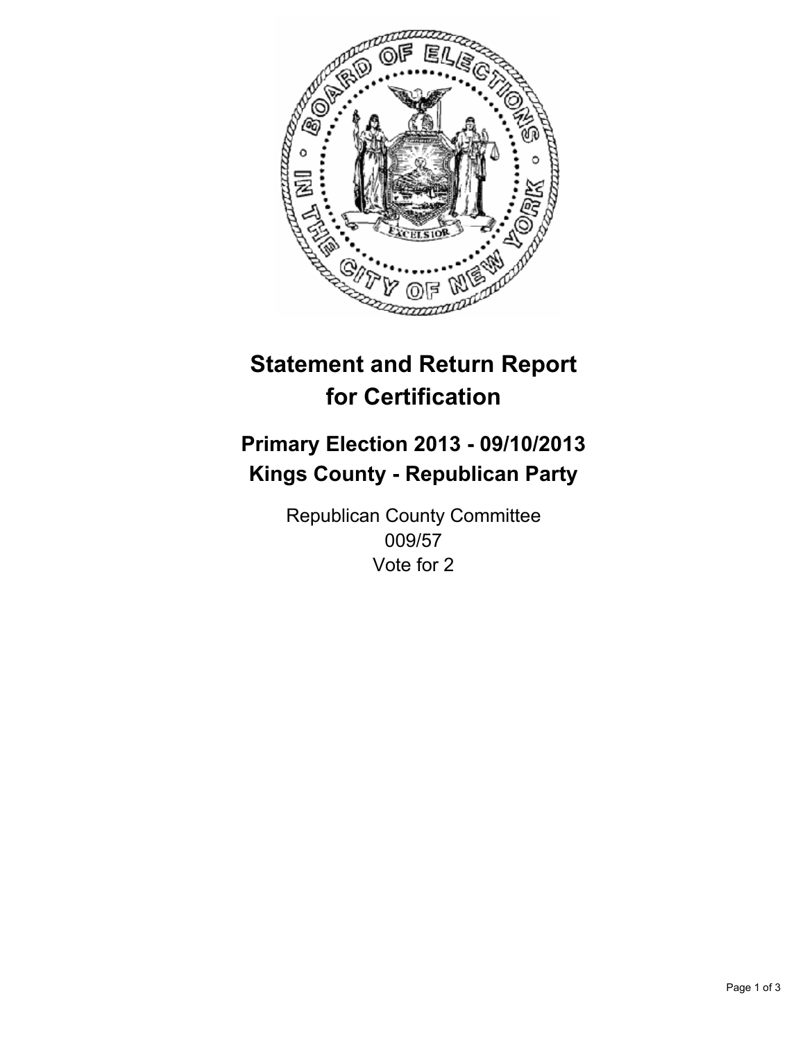# Statement and Return Report for Certification

## Primary Election 2013 - 09/10/2013
## Kings County - Republican Party

Republican County Committee
009/57
Vote for 2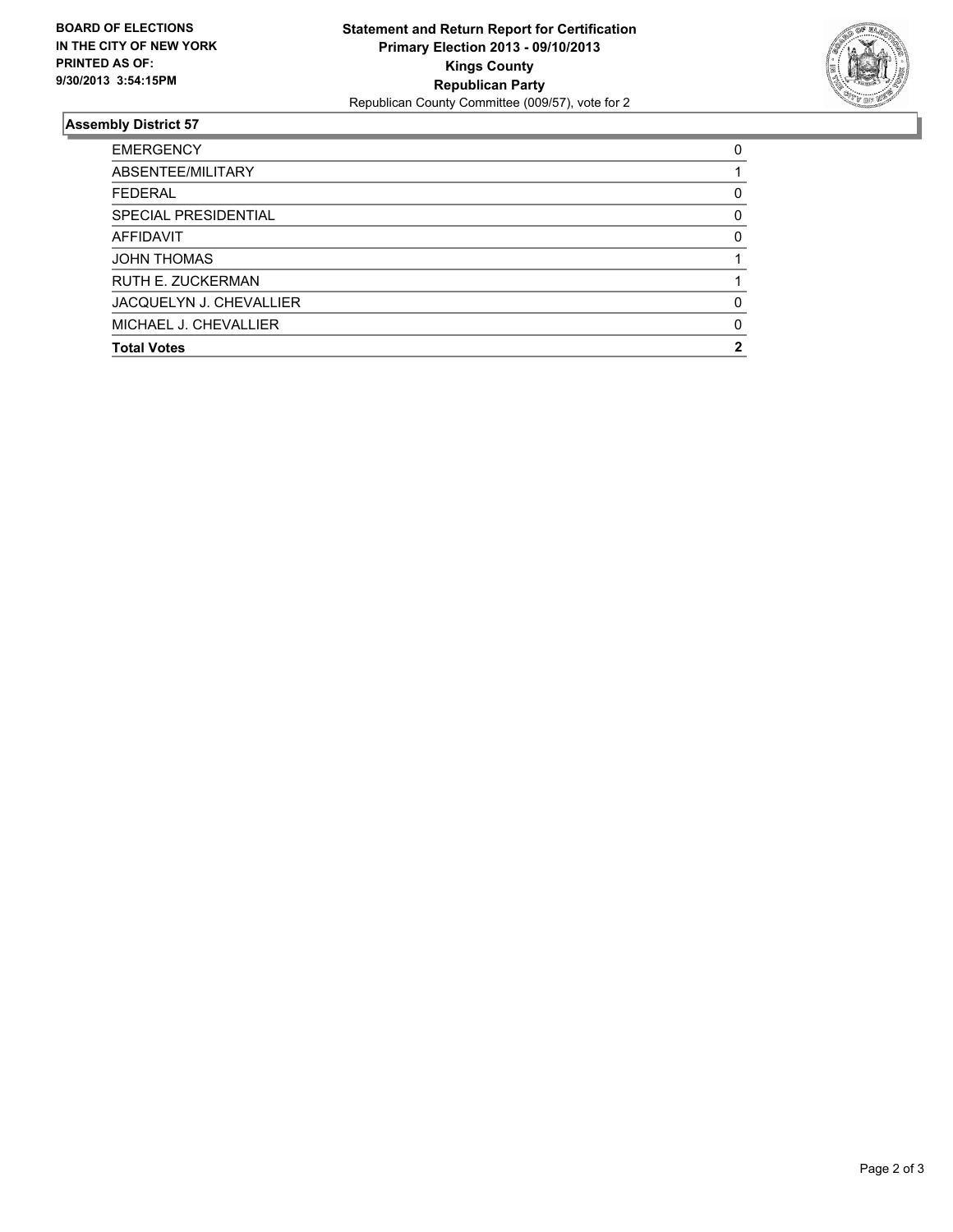**BOARD OF ELECTIONS IN THE CITY OF NEW YORK PRINTED AS OF: 9/30/2013 3:54:15PM**

**Statement and Return Report for Certification**
**Primary Election 2013 - 09/10/2013**
**Kings County**
**Republican Party**
Republican County Committee (009/57), vote for 2

## Assembly District 57

| | |
|---|---|
| EMERGENCY | 0 |
| ABSENTEE/MILITARY | 1 |
| FEDERAL | 0 |
| SPECIAL PRESIDENTIAL | 0 |
| AFFIDAVIT | 0 |
| JOHN THOMAS | 1 |
| RUTH E. ZUCKERMAN | 1 |
| JACQUELYN J. CHEVALLIER | 0 |
| MICHAEL J. CHEVALLIER | 0 |
| **Total Votes** | **2** |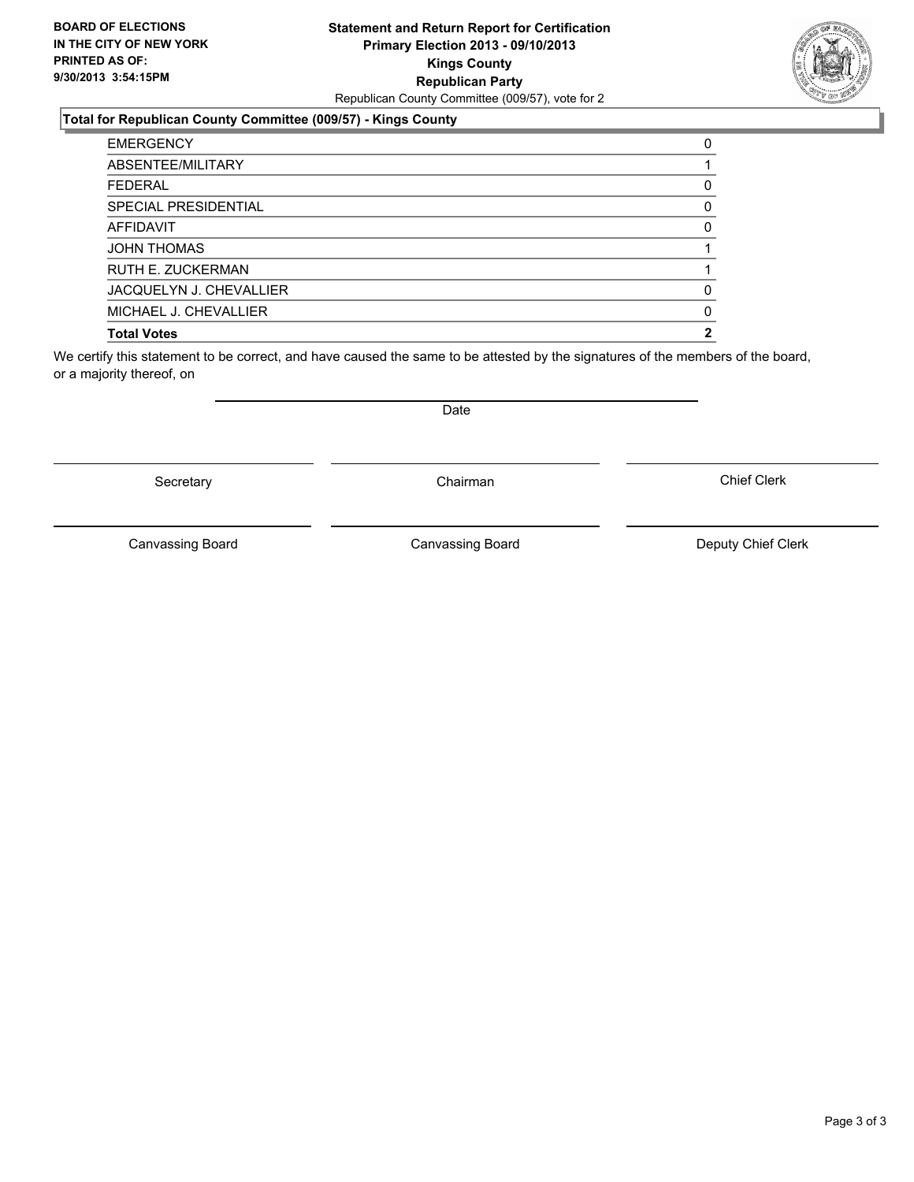**BOARD OF ELECTIONS IN THE CITY OF NEW YORK PRINTED AS OF: 9/30/2013 3:54:15PM**

**Statement and Return Report for Certification**
**Primary Election 2013 - 09/10/2013**
**Kings County**
**Republican Party**
Republican County Committee (009/57), vote for 2

### Total for Republican County Committee (009/57) - Kings County

| | |
|---|---|
| EMERGENCY | 0 |
| ABSENTEE/MILITARY | 1 |
| FEDERAL | 0 |
| SPECIAL PRESIDENTIAL | 0 |
| AFFIDAVIT | 0 |
| JOHN THOMAS | 1 |
| RUTH E. ZUCKERMAN | 1 |
| JACQUELYN J. CHEVALLIER | 0 |
| MICHAEL J. CHEVALLIER | 0 |
| **Total Votes** | **2** |

We certify this statement to be correct, and have caused the same to be attested by the signatures of the members of the board, or a majority thereof, on

Date

Secretary | Chairman | Chief Clerk

Canvassing Board | Canvassing Board | Deputy Chief Clerk